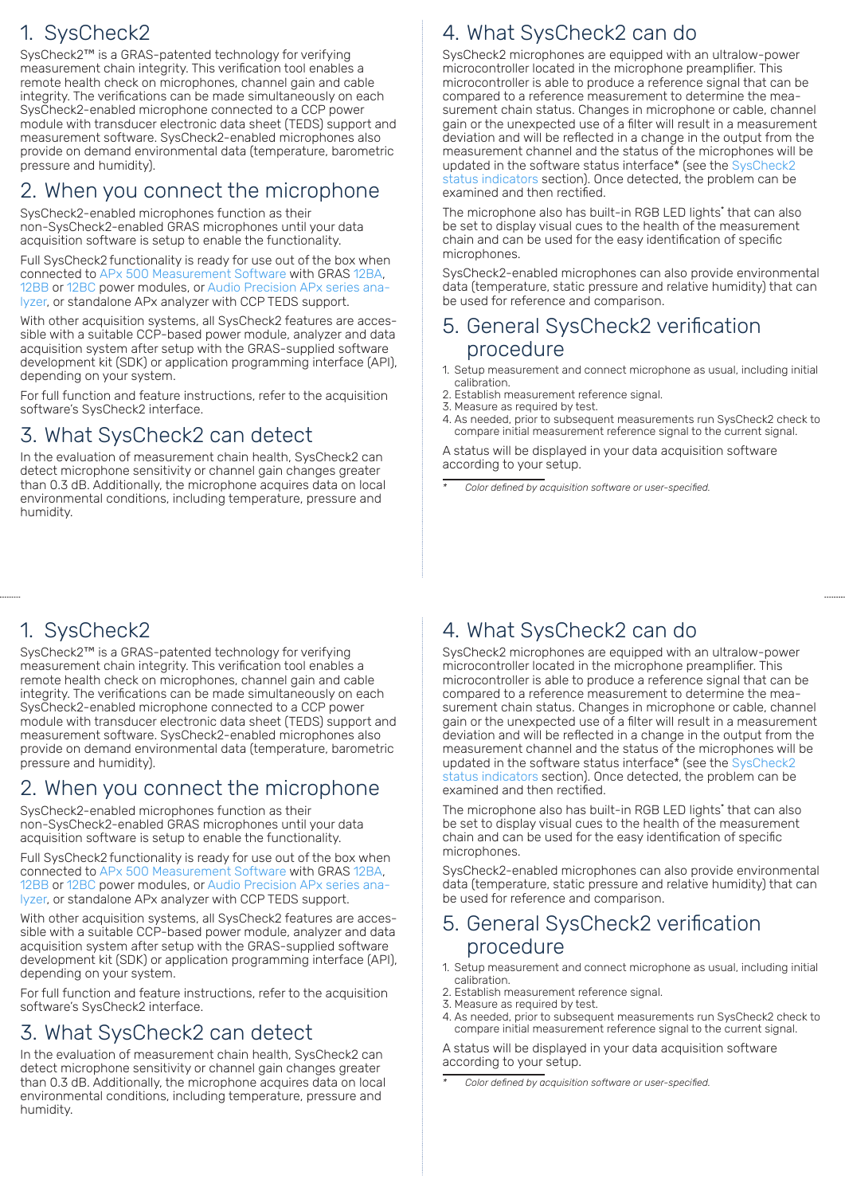## 1. SysCheck2

SysCheck2™ is a GRAS-patented technology for verifying measurement chain integrity. This verification tool enables a remote health check on microphones, channel gain and cable integrity. The verifications can be made simultaneously on each SysCheck2-enabled microphone connected to a CCP power module with transducer electronic data sheet (TEDS) support and measurement software. SysCheck2-enabled microphones also provide on demand environmental data (temperature, barometric pressure and humidity).

## 2. When you connect the microphone

SysCheck2-enabled microphones function as their non-SysCheck2-enabled GRAS microphones until your data acquisition software is setup to enable the functionality.

Full SysCheck2 functionality is ready for use out of the box when connected to APx 500 Measurement Software with GRAS 12BA, 12BB or 12BC power modules, or Audio Precision APx series analyzer, or standalone APx analyzer with CCP TEDS support.

With other acquisition systems, all SysCheck2 features are accessible with a suitable CCP-based power module, analyzer and data acquisition system after setup with the GRAS-supplied software development kit (SDK) or application programming interface (API), depending on your system.

For full function and feature instructions, refer to the acquisition software's SysCheck2 interface.

## 3. What SysCheck2 can detect

In the evaluation of measurement chain health, SysCheck2 can detect microphone sensitivity or channel gain changes greater than 0.3 dB. Additionally, the microphone acquires data on local environmental conditions, including temperature, pressure and humidity.

## 4. What SysCheck2 can do

SysCheck2 microphones are equipped with an ultralow-power microcontroller located in the microphone preamplifier. This microcontroller is able to produce a reference signal that can be compared to a reference measurement to determine the measurement chain status. Changes in microphone or cable, channel gain or the unexpected use of a filter will result in a measurement deviation and will be reflected in a change in the output from the measurement channel and the status of the microphones will be updated in the software status interface* (see the SysCheck2 status indicators section). Once detected, the problem can be examined and then rectified.

The microphone also has built-in RGB LED lights* that can also be set to display visual cues to the health of the measurement chain and can be used for the easy identification of specific microphones.

SysCheck2-enabled microphones can also provide environmental data (temperature, static pressure and relative humidity) that can be used for reference and comparison.

## 5. General SysCheck2 verification procedure

1. Setup measurement and connect microphone as usual, including initial calibration.
2. Establish measurement reference signal.
3. Measure as required by test.
4. As needed, prior to subsequent measurements run SysCheck2 check to compare initial measurement reference signal to the current signal.

A status will be displayed in your data acquisition software according to your setup.

\* *Color defined by acquisition software or user-specified.*

## 1. SysCheck2

SysCheck2™ is a GRAS-patented technology for verifying measurement chain integrity. This verification tool enables a remote health check on microphones, channel gain and cable integrity. The verifications can be made simultaneously on each SysCheck2-enabled microphone connected to a CCP power module with transducer electronic data sheet (TEDS) support and measurement software. SysCheck2-enabled microphones also provide on demand environmental data (temperature, barometric pressure and humidity).

## 2. When you connect the microphone

SysCheck2-enabled microphones function as their non-SysCheck2-enabled GRAS microphones until your data acquisition software is setup to enable the functionality.

Full SysCheck2 functionality is ready for use out of the box when connected to APx 500 Measurement Software with GRAS 12BA, 12BB or 12BC power modules, or Audio Precision APx series analyzer, or standalone APx analyzer with CCP TEDS support.

With other acquisition systems, all SysCheck2 features are accessible with a suitable CCP-based power module, analyzer and data acquisition system after setup with the GRAS-supplied software development kit (SDK) or application programming interface (API), depending on your system.

For full function and feature instructions, refer to the acquisition software's SysCheck2 interface.

## 3. What SysCheck2 can detect

In the evaluation of measurement chain health, SysCheck2 can detect microphone sensitivity or channel gain changes greater than 0.3 dB. Additionally, the microphone acquires data on local environmental conditions, including temperature, pressure and humidity.

## 4. What SysCheck2 can do

SysCheck2 microphones are equipped with an ultralow-power microcontroller located in the microphone preamplifier. This microcontroller is able to produce a reference signal that can be compared to a reference measurement to determine the measurement chain status. Changes in microphone or cable, channel gain or the unexpected use of a filter will result in a measurement deviation and will be reflected in a change in the output from the measurement channel and the status of the microphones will be updated in the software status interface* (see the SysCheck2 status indicators section). Once detected, the problem can be examined and then rectified.

The microphone also has built-in RGB LED lights* that can also be set to display visual cues to the health of the measurement chain and can be used for the easy identification of specific microphones.

SysCheck2-enabled microphones can also provide environmental data (temperature, static pressure and relative humidity) that can be used for reference and comparison.

## 5. General SysCheck2 verification procedure

1. Setup measurement and connect microphone as usual, including initial calibration.
2. Establish measurement reference signal.
3. Measure as required by test.
4. As needed, prior to subsequent measurements run SysCheck2 check to compare initial measurement reference signal to the current signal.

A status will be displayed in your data acquisition software according to your setup.

\* *Color defined by acquisition software or user-specified.*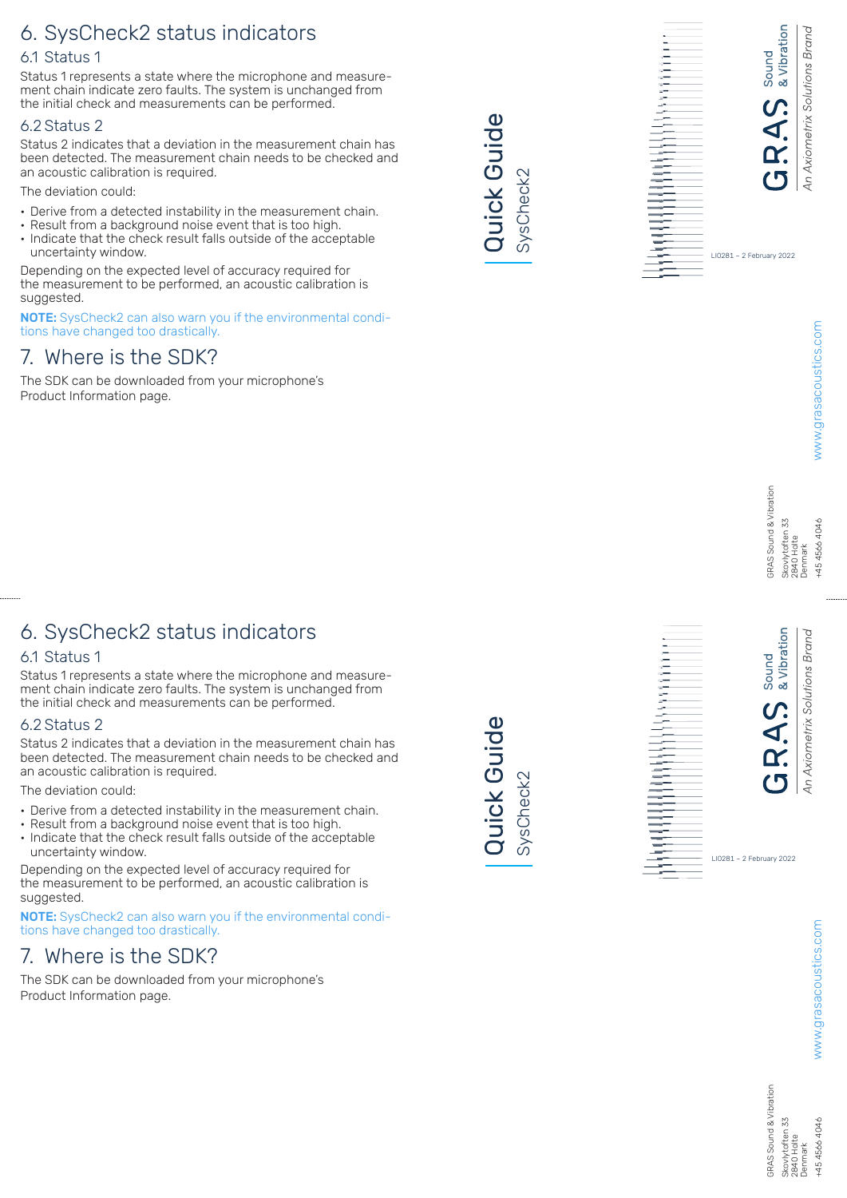# 6. SysCheck2 status indicators

## 6.1 Status 1

Status 1 represents a state where the microphone and measurement chain indicate zero faults. The system is unchanged from the initial check and measurements can be performed.

## 6.2 Status 2

Status 2 indicates that a deviation in the measurement chain has been detected. The measurement chain needs to be checked and an acoustic calibration is required.

The deviation could:

- Derive from a detected instability in the measurement chain.
- Result from a background noise event that is too high.
- Indicate that the check result falls outside of the acceptable uncertainty window.

Depending on the expected level of accuracy required for the measurement to be performed, an acoustic calibration is suggested.

**NOTE:** SysCheck2 can also warn you if the environmental conditions have changed too drastically.

# 7. Where is the SDK?

The SDK can be downloaded from your microphone's Product Information page.

# Quick Guide

SysCheck2

LI0281 – 2 February 2022

GRAS Sound & Vibration

*An Axiometrix Solutions Brand*

GRAS Sound & Vibration
Skovlytoften 33
2840 Holte
Denmark
+45 4566 4046

www.grasacoustics.com

# 6. SysCheck2 status indicators

## 6.1 Status 1

Status 1 represents a state where the microphone and measurement chain indicate zero faults. The system is unchanged from the initial check and measurements can be performed.

## 6.2 Status 2

Status 2 indicates that a deviation in the measurement chain has been detected. The measurement chain needs to be checked and an acoustic calibration is required.

The deviation could:

- Derive from a detected instability in the measurement chain.
- Result from a background noise event that is too high.
- Indicate that the check result falls outside of the acceptable uncertainty window.

Depending on the expected level of accuracy required for the measurement to be performed, an acoustic calibration is suggested.

**NOTE:** SysCheck2 can also warn you if the environmental conditions have changed too drastically.

# 7. Where is the SDK?

The SDK can be downloaded from your microphone's Product Information page.

# Quick Guide

SysCheck2

LI0281 – 2 February 2022

GRAS Sound & Vibration

*An Axiometrix Solutions Brand*

GRAS Sound & Vibration
Skovlytoften 33
2840 Holte
Denmark
+45 4566 4046

www.grasacoustics.com